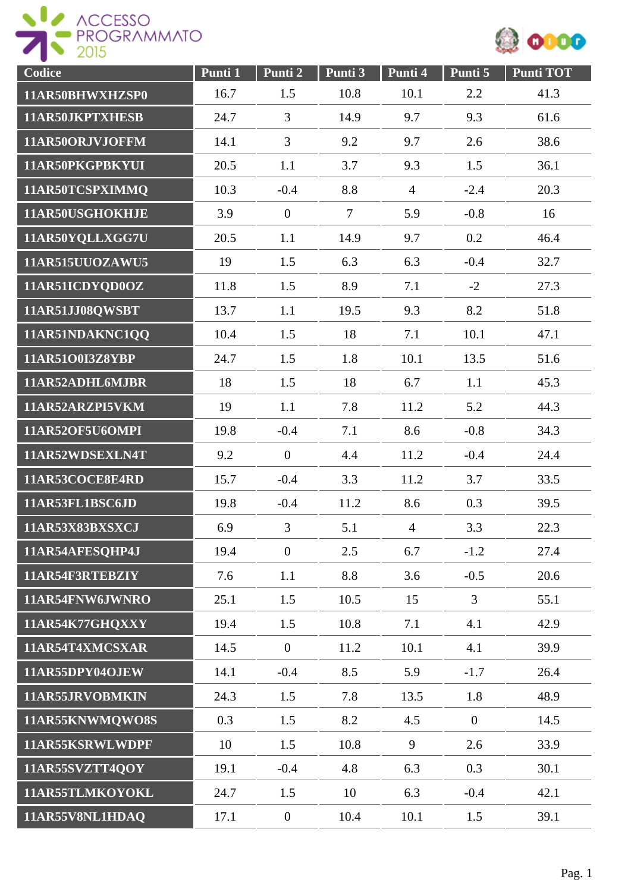ACCESSO PROGRAMMATO 2015

| Codice | Punti 1 | Punti 2 | Punti 3 | Punti 4 | Punti 5 | Punti TOT |
|---|---|---|---|---|---|---|
| 11AR50BHWXHZSP0 | 16.7 | 1.5 | 10.8 | 10.1 | 2.2 | 41.3 |
| 11AR50JKPTXHESB | 24.7 | 3 | 14.9 | 9.7 | 9.3 | 61.6 |
| 11AR50ORJVJOFFM | 14.1 | 3 | 9.2 | 9.7 | 2.6 | 38.6 |
| 11AR50PKGPBKYUI | 20.5 | 1.1 | 3.7 | 9.3 | 1.5 | 36.1 |
| 11AR50TCSPXIMMQ | 10.3 | -0.4 | 8.8 | 4 | -2.4 | 20.3 |
| 11AR50USGHOKHJE | 3.9 | 0 | 7 | 5.9 | -0.8 | 16 |
| 11AR50YQLLXGG7U | 20.5 | 1.1 | 14.9 | 9.7 | 0.2 | 46.4 |
| 11AR515UUOZAWU5 | 19 | 1.5 | 6.3 | 6.3 | -0.4 | 32.7 |
| 11AR51ICDYQD0OZ | 11.8 | 1.5 | 8.9 | 7.1 | -2 | 27.3 |
| 11AR51JJ08QWSBT | 13.7 | 1.1 | 19.5 | 9.3 | 8.2 | 51.8 |
| 11AR51NDAKNC1QQ | 10.4 | 1.5 | 18 | 7.1 | 10.1 | 47.1 |
| 11AR51O0I3Z8YBP | 24.7 | 1.5 | 1.8 | 10.1 | 13.5 | 51.6 |
| 11AR52ADHL6MJBR | 18 | 1.5 | 18 | 6.7 | 1.1 | 45.3 |
| 11AR52ARZPI5VKM | 19 | 1.1 | 7.8 | 11.2 | 5.2 | 44.3 |
| 11AR52OF5U6OMPI | 19.8 | -0.4 | 7.1 | 8.6 | -0.8 | 34.3 |
| 11AR52WDSEXLN4T | 9.2 | 0 | 4.4 | 11.2 | -0.4 | 24.4 |
| 11AR53COCE8E4RD | 15.7 | -0.4 | 3.3 | 11.2 | 3.7 | 33.5 |
| 11AR53FL1BSC6JD | 19.8 | -0.4 | 11.2 | 8.6 | 0.3 | 39.5 |
| 11AR53X83BXSXCJ | 6.9 | 3 | 5.1 | 4 | 3.3 | 22.3 |
| 11AR54AFESQHP4J | 19.4 | 0 | 2.5 | 6.7 | -1.2 | 27.4 |
| 11AR54F3RTEBZIY | 7.6 | 1.1 | 8.8 | 3.6 | -0.5 | 20.6 |
| 11AR54FNW6JWNRO | 25.1 | 1.5 | 10.5 | 15 | 3 | 55.1 |
| 11AR54K77GHQXXY | 19.4 | 1.5 | 10.8 | 7.1 | 4.1 | 42.9 |
| 11AR54T4XMCSXAR | 14.5 | 0 | 11.2 | 10.1 | 4.1 | 39.9 |
| 11AR55DPY04OJEW | 14.1 | -0.4 | 8.5 | 5.9 | -1.7 | 26.4 |
| 11AR55JRVOBMKIN | 24.3 | 1.5 | 7.8 | 13.5 | 1.8 | 48.9 |
| 11AR55KNWMQWO8S | 0.3 | 1.5 | 8.2 | 4.5 | 0 | 14.5 |
| 11AR55KSRWLWDPF | 10 | 1.5 | 10.8 | 9 | 2.6 | 33.9 |
| 11AR55SVZTT4QOY | 19.1 | -0.4 | 4.8 | 6.3 | 0.3 | 30.1 |
| 11AR55TLMKOYOKL | 24.7 | 1.5 | 10 | 6.3 | -0.4 | 42.1 |
| 11AR55V8NL1HDAQ | 17.1 | 0 | 10.4 | 10.1 | 1.5 | 39.1 |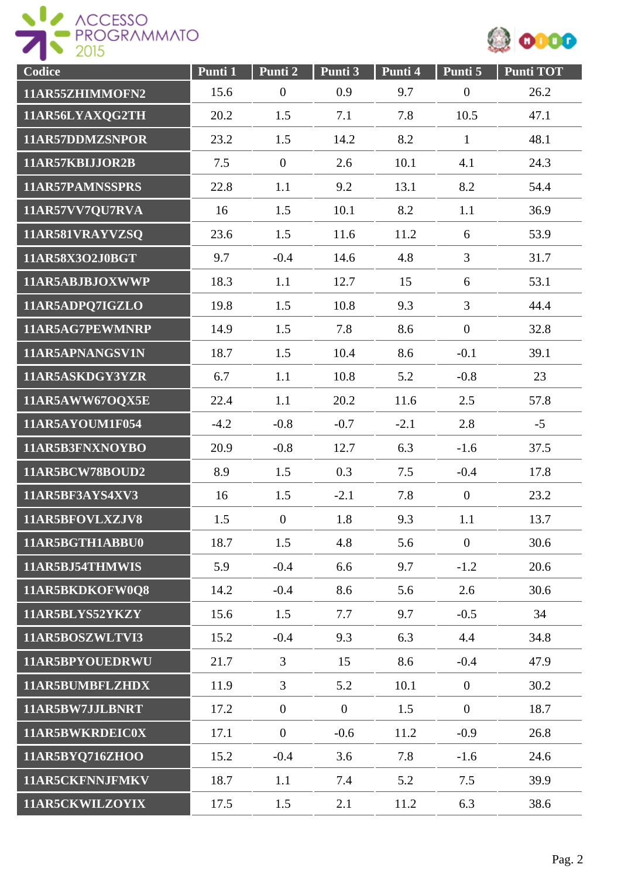| Codice | Punti 1 | Punti 2 | Punti 3 | Punti 4 | Punti 5 | Punti TOT |
|---|---|---|---|---|---|---|
| 11AR55ZHIMMOFN2 | 15.6 | 0 | 0.9 | 9.7 | 0 | 26.2 |
| 11AR56LYAXQG2TH | 20.2 | 1.5 | 7.1 | 7.8 | 10.5 | 47.1 |
| 11AR57DDMZSNPOR | 23.2 | 1.5 | 14.2 | 8.2 | 1 | 48.1 |
| 11AR57KBIJJOR2B | 7.5 | 0 | 2.6 | 10.1 | 4.1 | 24.3 |
| 11AR57PAMNSSPRS | 22.8 | 1.1 | 9.2 | 13.1 | 8.2 | 54.4 |
| 11AR57VV7QU7RVA | 16 | 1.5 | 10.1 | 8.2 | 1.1 | 36.9 |
| 11AR581VRAYVZSQ | 23.6 | 1.5 | 11.6 | 11.2 | 6 | 53.9 |
| 11AR58X3O2J0BGT | 9.7 | -0.4 | 14.6 | 4.8 | 3 | 31.7 |
| 11AR5ABJBJOXWWP | 18.3 | 1.1 | 12.7 | 15 | 6 | 53.1 |
| 11AR5ADPQ7IGZLO | 19.8 | 1.5 | 10.8 | 9.3 | 3 | 44.4 |
| 11AR5AG7PEWMNRP | 14.9 | 1.5 | 7.8 | 8.6 | 0 | 32.8 |
| 11AR5APNANGSV1N | 18.7 | 1.5 | 10.4 | 8.6 | -0.1 | 39.1 |
| 11AR5ASKDGY3YZR | 6.7 | 1.1 | 10.8 | 5.2 | -0.8 | 23 |
| 11AR5AWW67OQX5E | 22.4 | 1.1 | 20.2 | 11.6 | 2.5 | 57.8 |
| 11AR5AYOUM1F054 | -4.2 | -0.8 | -0.7 | -2.1 | 2.8 | -5 |
| 11AR5B3FNXNOYBO | 20.9 | -0.8 | 12.7 | 6.3 | -1.6 | 37.5 |
| 11AR5BCW78BOUD2 | 8.9 | 1.5 | 0.3 | 7.5 | -0.4 | 17.8 |
| 11AR5BF3AYS4XV3 | 16 | 1.5 | -2.1 | 7.8 | 0 | 23.2 |
| 11AR5BFOVLXZJV8 | 1.5 | 0 | 1.8 | 9.3 | 1.1 | 13.7 |
| 11AR5BGTH1ABBU0 | 18.7 | 1.5 | 4.8 | 5.6 | 0 | 30.6 |
| 11AR5BJ54THMWIS | 5.9 | -0.4 | 6.6 | 9.7 | -1.2 | 20.6 |
| 11AR5BKDKOFW0Q8 | 14.2 | -0.4 | 8.6 | 5.6 | 2.6 | 30.6 |
| 11AR5BLYS52YKZY | 15.6 | 1.5 | 7.7 | 9.7 | -0.5 | 34 |
| 11AR5BOSZWLTVI3 | 15.2 | -0.4 | 9.3 | 6.3 | 4.4 | 34.8 |
| 11AR5BPYOUEDRWU | 21.7 | 3 | 15 | 8.6 | -0.4 | 47.9 |
| 11AR5BUMBFLZHDX | 11.9 | 3 | 5.2 | 10.1 | 0 | 30.2 |
| 11AR5BW7JJLBNRT | 17.2 | 0 | 0 | 1.5 | 0 | 18.7 |
| 11AR5BWKRDEIC0X | 17.1 | 0 | -0.6 | 11.2 | -0.9 | 26.8 |
| 11AR5BYQ716ZHOO | 15.2 | -0.4 | 3.6 | 7.8 | -1.6 | 24.6 |
| 11AR5CKFNNJFMKV | 18.7 | 1.1 | 7.4 | 5.2 | 7.5 | 39.9 |
| 11AR5CKWILZOYIX | 17.5 | 1.5 | 2.1 | 11.2 | 6.3 | 38.6 |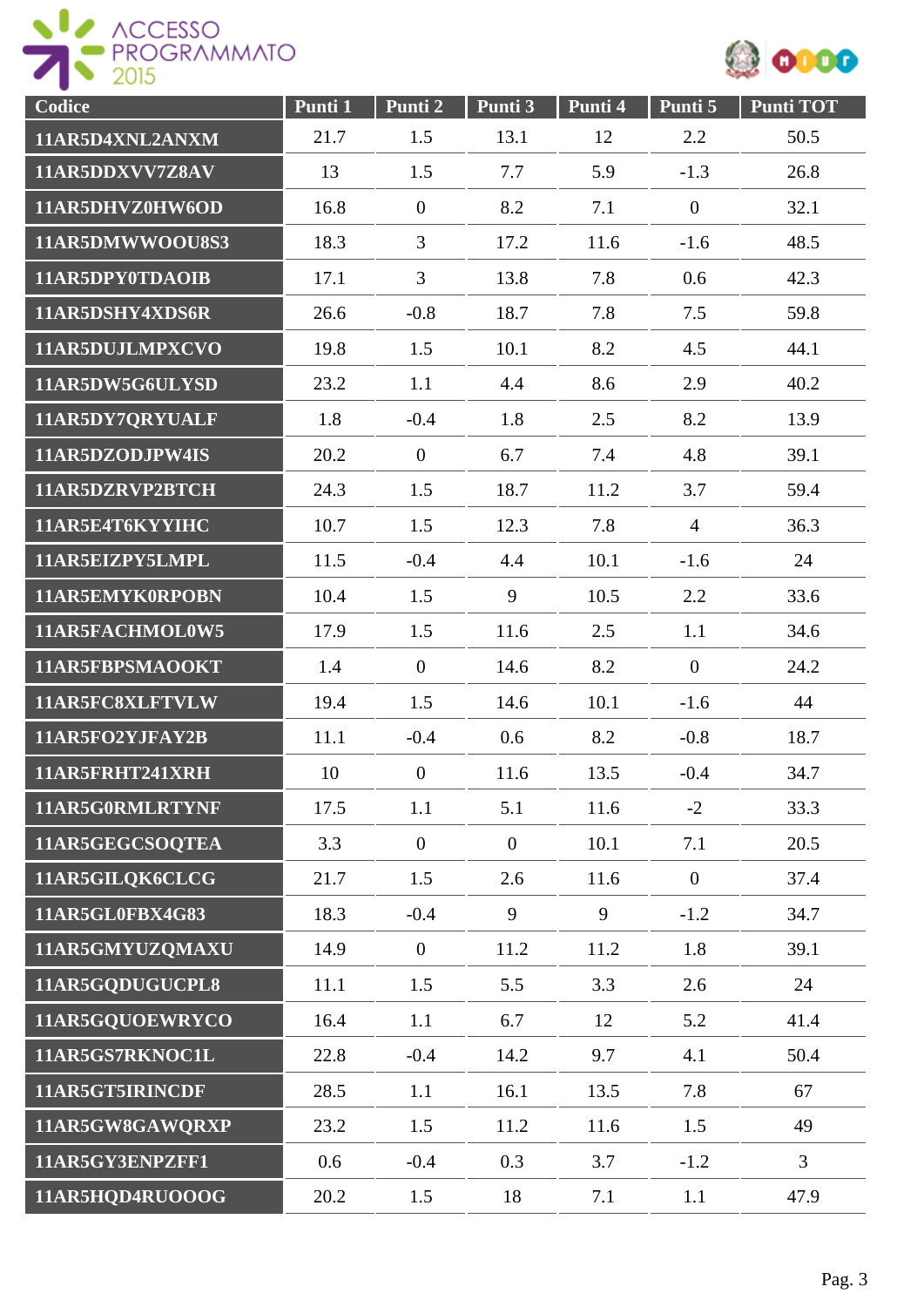| Codice | Punti 1 | Punti 2 | Punti 3 | Punti 4 | Punti 5 | Punti TOT |
|---|---|---|---|---|---|---|
| 11AR5D4XNL2ANXM | 21.7 | 1.5 | 13.1 | 12 | 2.2 | 50.5 |
| 11AR5DDXVV7Z8AV | 13 | 1.5 | 7.7 | 5.9 | -1.3 | 26.8 |
| 11AR5DHVZ0HW6OD | 16.8 | 0 | 8.2 | 7.1 | 0 | 32.1 |
| 11AR5DMWWOOU8S3 | 18.3 | 3 | 17.2 | 11.6 | -1.6 | 48.5 |
| 11AR5DPY0TDAOIB | 17.1 | 3 | 13.8 | 7.8 | 0.6 | 42.3 |
| 11AR5DSHY4XDS6R | 26.6 | -0.8 | 18.7 | 7.8 | 7.5 | 59.8 |
| 11AR5DUJLMPXCVO | 19.8 | 1.5 | 10.1 | 8.2 | 4.5 | 44.1 |
| 11AR5DW5G6ULYSD | 23.2 | 1.1 | 4.4 | 8.6 | 2.9 | 40.2 |
| 11AR5DY7QRYUALF | 1.8 | -0.4 | 1.8 | 2.5 | 8.2 | 13.9 |
| 11AR5DZODJPW4IS | 20.2 | 0 | 6.7 | 7.4 | 4.8 | 39.1 |
| 11AR5DZRVP2BTCH | 24.3 | 1.5 | 18.7 | 11.2 | 3.7 | 59.4 |
| 11AR5E4T6KYYIHC | 10.7 | 1.5 | 12.3 | 7.8 | 4 | 36.3 |
| 11AR5EIZPY5LMPL | 11.5 | -0.4 | 4.4 | 10.1 | -1.6 | 24 |
| 11AR5EMYK0RPOBN | 10.4 | 1.5 | 9 | 10.5 | 2.2 | 33.6 |
| 11AR5FACHMOL0W5 | 17.9 | 1.5 | 11.6 | 2.5 | 1.1 | 34.6 |
| 11AR5FBPSMAOOKT | 1.4 | 0 | 14.6 | 8.2 | 0 | 24.2 |
| 11AR5FC8XLFTVLW | 19.4 | 1.5 | 14.6 | 10.1 | -1.6 | 44 |
| 11AR5FO2YJFAY2B | 11.1 | -0.4 | 0.6 | 8.2 | -0.8 | 18.7 |
| 11AR5FRHT241XRH | 10 | 0 | 11.6 | 13.5 | -0.4 | 34.7 |
| 11AR5G0RMLRTYNF | 17.5 | 1.1 | 5.1 | 11.6 | -2 | 33.3 |
| 11AR5GEGCSOQTEA | 3.3 | 0 | 0 | 10.1 | 7.1 | 20.5 |
| 11AR5GILQK6CLCG | 21.7 | 1.5 | 2.6 | 11.6 | 0 | 37.4 |
| 11AR5GL0FBX4G83 | 18.3 | -0.4 | 9 | 9 | -1.2 | 34.7 |
| 11AR5GMYUZQMAXU | 14.9 | 0 | 11.2 | 11.2 | 1.8 | 39.1 |
| 11AR5GQDUGUCPL8 | 11.1 | 1.5 | 5.5 | 3.3 | 2.6 | 24 |
| 11AR5GQUOEWRYCO | 16.4 | 1.1 | 6.7 | 12 | 5.2 | 41.4 |
| 11AR5GS7RKNOC1L | 22.8 | -0.4 | 14.2 | 9.7 | 4.1 | 50.4 |
| 11AR5GT5IRINCDF | 28.5 | 1.1 | 16.1 | 13.5 | 7.8 | 67 |
| 11AR5GW8GAWQRXP | 23.2 | 1.5 | 11.2 | 11.6 | 1.5 | 49 |
| 11AR5GY3ENPZFF1 | 0.6 | -0.4 | 0.3 | 3.7 | -1.2 | 3 |
| 11AR5HQD4RUOOOG | 20.2 | 1.5 | 18 | 7.1 | 1.1 | 47.9 |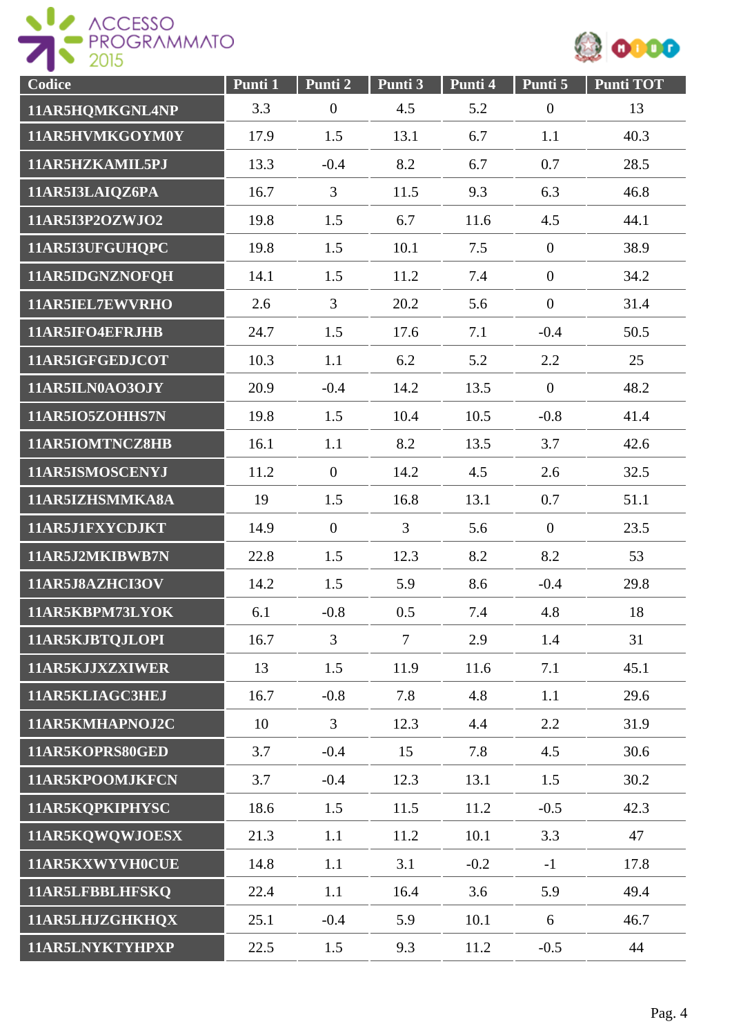| Codice | Punti 1 | Punti 2 | Punti 3 | Punti 4 | Punti 5 | Punti TOT |
|---|---|---|---|---|---|---|
| 11AR5HQMKGNL4NP | 3.3 | 0 | 4.5 | 5.2 | 0 | 13 |
| 11AR5HVMKGOYM0Y | 17.9 | 1.5 | 13.1 | 6.7 | 1.1 | 40.3 |
| 11AR5HZKAMIL5PJ | 13.3 | -0.4 | 8.2 | 6.7 | 0.7 | 28.5 |
| 11AR5I3LAIQZ6PA | 16.7 | 3 | 11.5 | 9.3 | 6.3 | 46.8 |
| 11AR5I3P2OZWJO2 | 19.8 | 1.5 | 6.7 | 11.6 | 4.5 | 44.1 |
| 11AR5I3UFGUHQPC | 19.8 | 1.5 | 10.1 | 7.5 | 0 | 38.9 |
| 11AR5IDGNZNOFQH | 14.1 | 1.5 | 11.2 | 7.4 | 0 | 34.2 |
| 11AR5IEL7EWVRHO | 2.6 | 3 | 20.2 | 5.6 | 0 | 31.4 |
| 11AR5IFO4EFRJHB | 24.7 | 1.5 | 17.6 | 7.1 | -0.4 | 50.5 |
| 11AR5IGFGEDJCOT | 10.3 | 1.1 | 6.2 | 5.2 | 2.2 | 25 |
| 11AR5ILN0AO3OJY | 20.9 | -0.4 | 14.2 | 13.5 | 0 | 48.2 |
| 11AR5IO5ZOHHS7N | 19.8 | 1.5 | 10.4 | 10.5 | -0.8 | 41.4 |
| 11AR5IOMTNCZ8HB | 16.1 | 1.1 | 8.2 | 13.5 | 3.7 | 42.6 |
| 11AR5ISMOSCENYJ | 11.2 | 0 | 14.2 | 4.5 | 2.6 | 32.5 |
| 11AR5IZHSMMKA8A | 19 | 1.5 | 16.8 | 13.1 | 0.7 | 51.1 |
| 11AR5J1FXYCDJKT | 14.9 | 0 | 3 | 5.6 | 0 | 23.5 |
| 11AR5J2MKIBWB7N | 22.8 | 1.5 | 12.3 | 8.2 | 8.2 | 53 |
| 11AR5J8AZHCI3OV | 14.2 | 1.5 | 5.9 | 8.6 | -0.4 | 29.8 |
| 11AR5KBPM73LYOK | 6.1 | -0.8 | 0.5 | 7.4 | 4.8 | 18 |
| 11AR5KJBTQJLOPI | 16.7 | 3 | 7 | 2.9 | 1.4 | 31 |
| 11AR5KJJXZXIWER | 13 | 1.5 | 11.9 | 11.6 | 7.1 | 45.1 |
| 11AR5KLIAGC3HEJ | 16.7 | -0.8 | 7.8 | 4.8 | 1.1 | 29.6 |
| 11AR5KMHAPNOJ2C | 10 | 3 | 12.3 | 4.4 | 2.2 | 31.9 |
| 11AR5KOPRS80GED | 3.7 | -0.4 | 15 | 7.8 | 4.5 | 30.6 |
| 11AR5KPOOMJKFCN | 3.7 | -0.4 | 12.3 | 13.1 | 1.5 | 30.2 |
| 11AR5KQPKIPHYSC | 18.6 | 1.5 | 11.5 | 11.2 | -0.5 | 42.3 |
| 11AR5KQWQWJOESX | 21.3 | 1.1 | 11.2 | 10.1 | 3.3 | 47 |
| 11AR5KXWYVH0CUE | 14.8 | 1.1 | 3.1 | -0.2 | -1 | 17.8 |
| 11AR5LFBBLHFSKQ | 22.4 | 1.1 | 16.4 | 3.6 | 5.9 | 49.4 |
| 11AR5LHJZGHKHQX | 25.1 | -0.4 | 5.9 | 10.1 | 6 | 46.7 |
| 11AR5LNYKTYHPXP | 22.5 | 1.5 | 9.3 | 11.2 | -0.5 | 44 |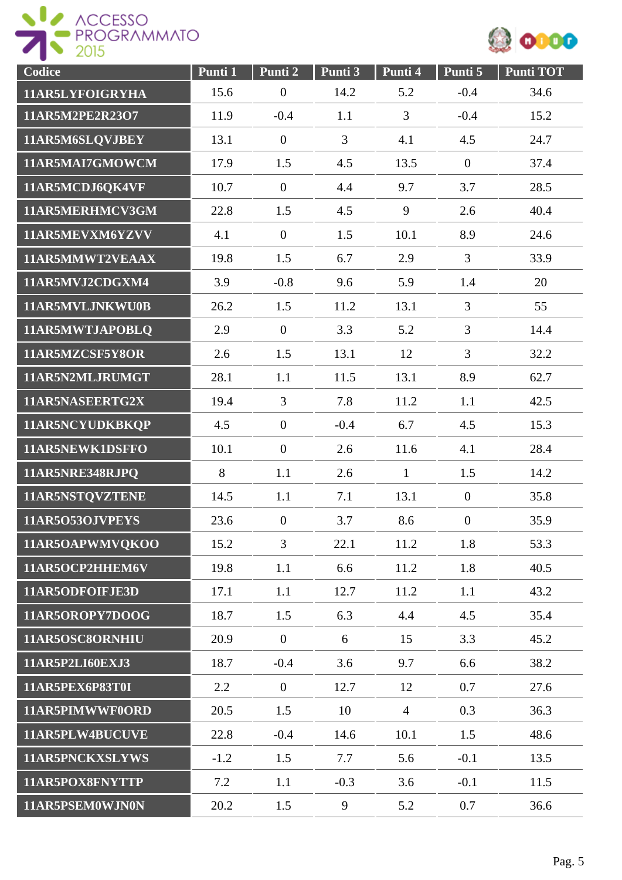| Codice | Punti 1 | Punti 2 | Punti 3 | Punti 4 | Punti 5 | Punti TOT |
|---|---|---|---|---|---|---|
| 11AR5LYFOIGRYHA | 15.6 | 0 | 14.2 | 5.2 | -0.4 | 34.6 |
| 11AR5M2PE2R23O7 | 11.9 | -0.4 | 1.1 | 3 | -0.4 | 15.2 |
| 11AR5M6SLQVJBEY | 13.1 | 0 | 3 | 4.1 | 4.5 | 24.7 |
| 11AR5MAI7GMOWCM | 17.9 | 1.5 | 4.5 | 13.5 | 0 | 37.4 |
| 11AR5MCDJ6QK4VF | 10.7 | 0 | 4.4 | 9.7 | 3.7 | 28.5 |
| 11AR5MERHMCV3GM | 22.8 | 1.5 | 4.5 | 9 | 2.6 | 40.4 |
| 11AR5MEVXM6YZVV | 4.1 | 0 | 1.5 | 10.1 | 8.9 | 24.6 |
| 11AR5MMWT2VEAAX | 19.8 | 1.5 | 6.7 | 2.9 | 3 | 33.9 |
| 11AR5MVJ2CDGXM4 | 3.9 | -0.8 | 9.6 | 5.9 | 1.4 | 20 |
| 11AR5MVLJNKWU0B | 26.2 | 1.5 | 11.2 | 13.1 | 3 | 55 |
| 11AR5MWTJAPOBLQ | 2.9 | 0 | 3.3 | 5.2 | 3 | 14.4 |
| 11AR5MZCSF5Y8OR | 2.6 | 1.5 | 13.1 | 12 | 3 | 32.2 |
| 11AR5N2MLJRUMGT | 28.1 | 1.1 | 11.5 | 13.1 | 8.9 | 62.7 |
| 11AR5NASEERTG2X | 19.4 | 3 | 7.8 | 11.2 | 1.1 | 42.5 |
| 11AR5NCYUDKBKQP | 4.5 | 0 | -0.4 | 6.7 | 4.5 | 15.3 |
| 11AR5NEWK1DSFFO | 10.1 | 0 | 2.6 | 11.6 | 4.1 | 28.4 |
| 11AR5NRE348RJPQ | 8 | 1.1 | 2.6 | 1 | 1.5 | 14.2 |
| 11AR5NSTQVZTENE | 14.5 | 1.1 | 7.1 | 13.1 | 0 | 35.8 |
| 11AR5O53OJVPEYS | 23.6 | 0 | 3.7 | 8.6 | 0 | 35.9 |
| 11AR5OAPWMVQKOO | 15.2 | 3 | 22.1 | 11.2 | 1.8 | 53.3 |
| 11AR5OCP2HHEM6V | 19.8 | 1.1 | 6.6 | 11.2 | 1.8 | 40.5 |
| 11AR5ODFOIFJE3D | 17.1 | 1.1 | 12.7 | 11.2 | 1.1 | 43.2 |
| 11AR5OROPY7DOOG | 18.7 | 1.5 | 6.3 | 4.4 | 4.5 | 35.4 |
| 11AR5OSC8ORNHIU | 20.9 | 0 | 6 | 15 | 3.3 | 45.2 |
| 11AR5P2LI60EXJ3 | 18.7 | -0.4 | 3.6 | 9.7 | 6.6 | 38.2 |
| 11AR5PEX6P83T0I | 2.2 | 0 | 12.7 | 12 | 0.7 | 27.6 |
| 11AR5PIMWWF0ORD | 20.5 | 1.5 | 10 | 4 | 0.3 | 36.3 |
| 11AR5PLW4BUCUVE | 22.8 | -0.4 | 14.6 | 10.1 | 1.5 | 48.6 |
| 11AR5PNCKXSLYWS | -1.2 | 1.5 | 7.7 | 5.6 | -0.1 | 13.5 |
| 11AR5POX8FNYTTP | 7.2 | 1.1 | -0.3 | 3.6 | -0.1 | 11.5 |
| 11AR5PSEM0WJN0N | 20.2 | 1.5 | 9 | 5.2 | 0.7 | 36.6 |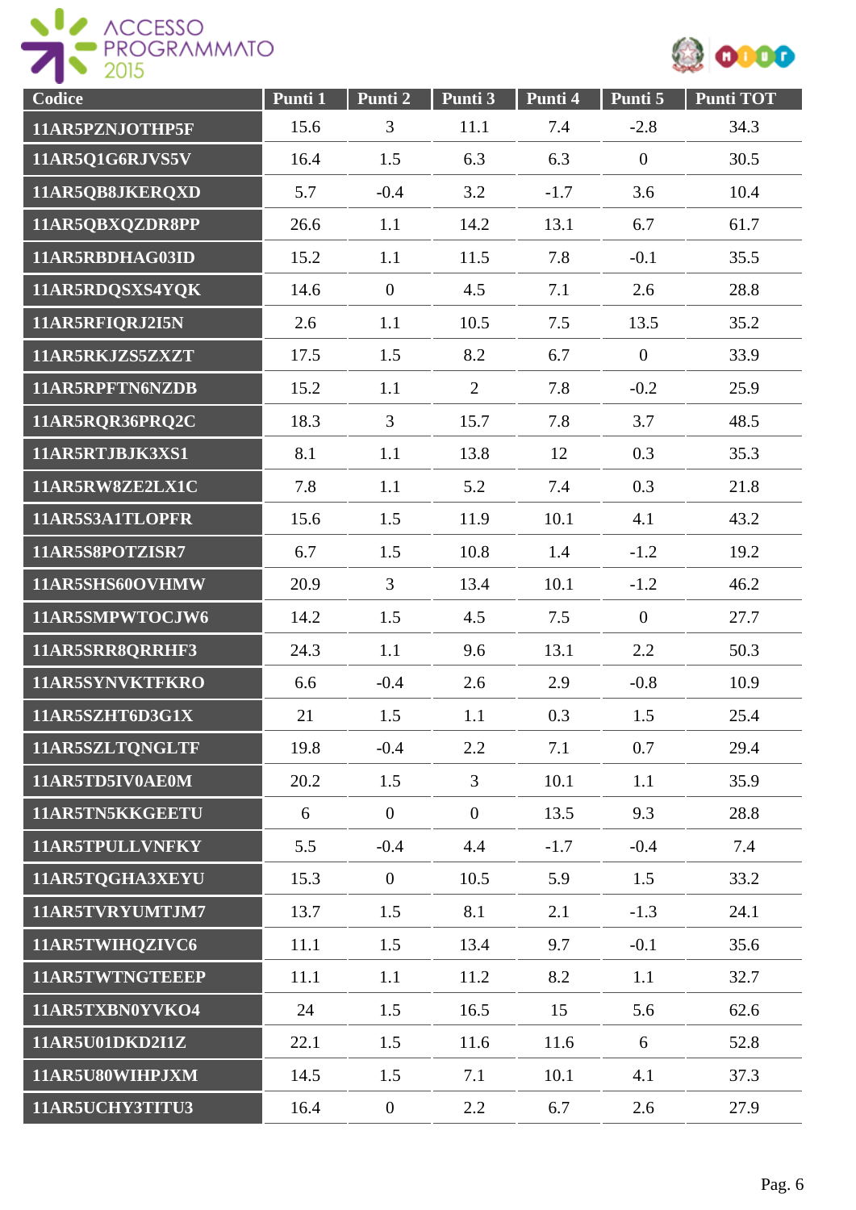| Codice | Punti 1 | Punti 2 | Punti 3 | Punti 4 | Punti 5 | Punti TOT |
|---|---|---|---|---|---|---|
| 11AR5PZNJOTHP5F | 15.6 | 3 | 11.1 | 7.4 | -2.8 | 34.3 |
| 11AR5Q1G6RJVS5V | 16.4 | 1.5 | 6.3 | 6.3 | 0 | 30.5 |
| 11AR5QB8JKERQXD | 5.7 | -0.4 | 3.2 | -1.7 | 3.6 | 10.4 |
| 11AR5QBXQZDR8PP | 26.6 | 1.1 | 14.2 | 13.1 | 6.7 | 61.7 |
| 11AR5RBDHAG03ID | 15.2 | 1.1 | 11.5 | 7.8 | -0.1 | 35.5 |
| 11AR5RDQSXS4YQK | 14.6 | 0 | 4.5 | 7.1 | 2.6 | 28.8 |
| 11AR5RFIQRJ2I5N | 2.6 | 1.1 | 10.5 | 7.5 | 13.5 | 35.2 |
| 11AR5RKJZS5ZXZT | 17.5 | 1.5 | 8.2 | 6.7 | 0 | 33.9 |
| 11AR5RPFTN6NZDB | 15.2 | 1.1 | 2 | 7.8 | -0.2 | 25.9 |
| 11AR5RQR36PRQ2C | 18.3 | 3 | 15.7 | 7.8 | 3.7 | 48.5 |
| 11AR5RTJBJK3XS1 | 8.1 | 1.1 | 13.8 | 12 | 0.3 | 35.3 |
| 11AR5RW8ZE2LX1C | 7.8 | 1.1 | 5.2 | 7.4 | 0.3 | 21.8 |
| 11AR5S3A1TLOPFR | 15.6 | 1.5 | 11.9 | 10.1 | 4.1 | 43.2 |
| 11AR5S8POTZISR7 | 6.7 | 1.5 | 10.8 | 1.4 | -1.2 | 19.2 |
| 11AR5SHS60OVHMW | 20.9 | 3 | 13.4 | 10.1 | -1.2 | 46.2 |
| 11AR5SMPWTOCJW6 | 14.2 | 1.5 | 4.5 | 7.5 | 0 | 27.7 |
| 11AR5SRR8QRRHF3 | 24.3 | 1.1 | 9.6 | 13.1 | 2.2 | 50.3 |
| 11AR5SYNVKTFKRO | 6.6 | -0.4 | 2.6 | 2.9 | -0.8 | 10.9 |
| 11AR5SZHT6D3G1X | 21 | 1.5 | 1.1 | 0.3 | 1.5 | 25.4 |
| 11AR5SZLTQNGLTF | 19.8 | -0.4 | 2.2 | 7.1 | 0.7 | 29.4 |
| 11AR5TD5IV0AE0M | 20.2 | 1.5 | 3 | 10.1 | 1.1 | 35.9 |
| 11AR5TN5KKGEETU | 6 | 0 | 0 | 13.5 | 9.3 | 28.8 |
| 11AR5TPULLVNFKY | 5.5 | -0.4 | 4.4 | -1.7 | -0.4 | 7.4 |
| 11AR5TQGHA3XEYU | 15.3 | 0 | 10.5 | 5.9 | 1.5 | 33.2 |
| 11AR5TVRYUMTJM7 | 13.7 | 1.5 | 8.1 | 2.1 | -1.3 | 24.1 |
| 11AR5TWIHQZIVC6 | 11.1 | 1.5 | 13.4 | 9.7 | -0.1 | 35.6 |
| 11AR5TWTNGTEEEP | 11.1 | 1.1 | 11.2 | 8.2 | 1.1 | 32.7 |
| 11AR5TXBN0YVKO4 | 24 | 1.5 | 16.5 | 15 | 5.6 | 62.6 |
| 11AR5U01DKD2I1Z | 22.1 | 1.5 | 11.6 | 11.6 | 6 | 52.8 |
| 11AR5U80WIHPJXM | 14.5 | 1.5 | 7.1 | 10.1 | 4.1 | 37.3 |
| 11AR5UCHY3TITU3 | 16.4 | 0 | 2.2 | 6.7 | 2.6 | 27.9 |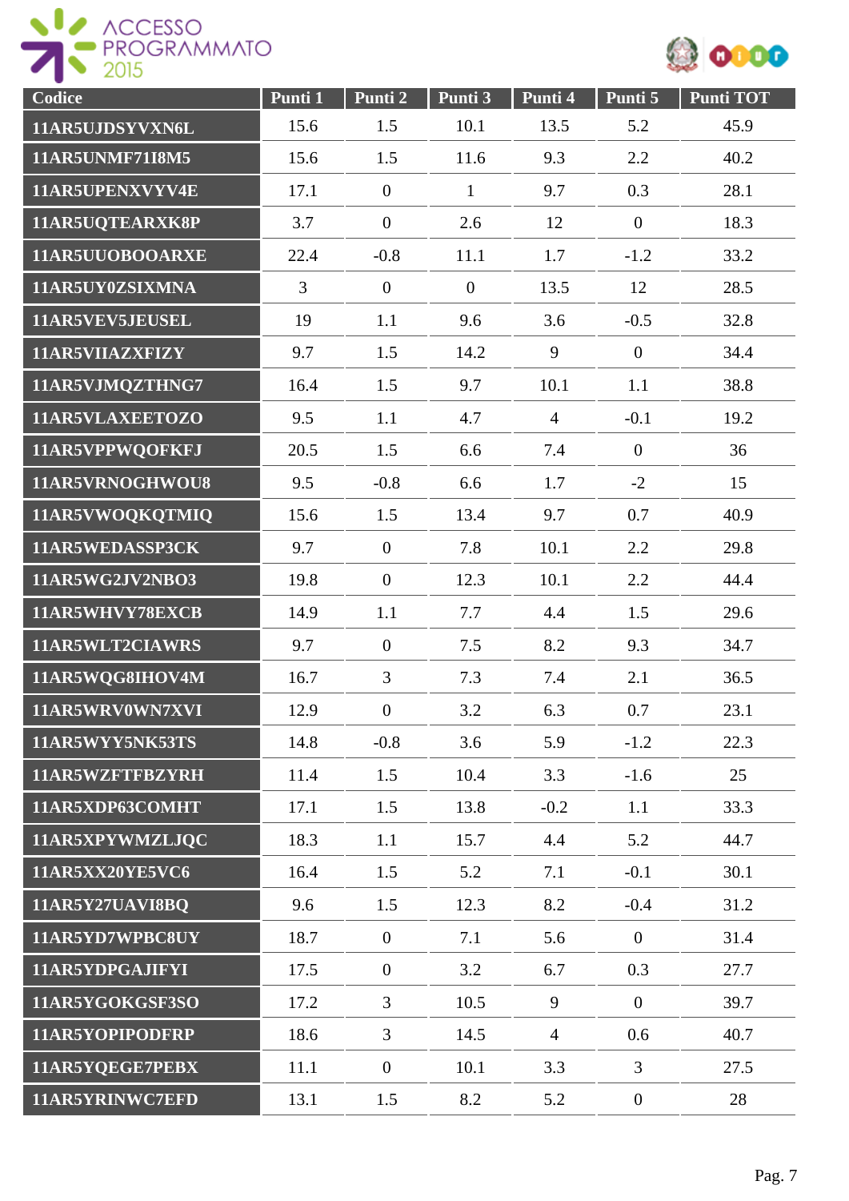| Codice | Punti 1 | Punti 2 | Punti 3 | Punti 4 | Punti 5 | Punti TOT |
|---|---|---|---|---|---|---|
| 11AR5UJDSYVXN6L | 15.6 | 1.5 | 10.1 | 13.5 | 5.2 | 45.9 |
| 11AR5UNMF71I8M5 | 15.6 | 1.5 | 11.6 | 9.3 | 2.2 | 40.2 |
| 11AR5UPENXVYV4E | 17.1 | 0 | 1 | 9.7 | 0.3 | 28.1 |
| 11AR5UQTEARXK8P | 3.7 | 0 | 2.6 | 12 | 0 | 18.3 |
| 11AR5UUOBOOARXE | 22.4 | -0.8 | 11.1 | 1.7 | -1.2 | 33.2 |
| 11AR5UY0ZSIXMNA | 3 | 0 | 0 | 13.5 | 12 | 28.5 |
| 11AR5VEV5JEUSEL | 19 | 1.1 | 9.6 | 3.6 | -0.5 | 32.8 |
| 11AR5VIIAZXFIZY | 9.7 | 1.5 | 14.2 | 9 | 0 | 34.4 |
| 11AR5VJMQZTHNG7 | 16.4 | 1.5 | 9.7 | 10.1 | 1.1 | 38.8 |
| 11AR5VLAXEETOZO | 9.5 | 1.1 | 4.7 | 4 | -0.1 | 19.2 |
| 11AR5VPPWQOFKFJ | 20.5 | 1.5 | 6.6 | 7.4 | 0 | 36 |
| 11AR5VRNOGHWOU8 | 9.5 | -0.8 | 6.6 | 1.7 | -2 | 15 |
| 11AR5VWOQKQTMIQ | 15.6 | 1.5 | 13.4 | 9.7 | 0.7 | 40.9 |
| 11AR5WEDASSP3CK | 9.7 | 0 | 7.8 | 10.1 | 2.2 | 29.8 |
| 11AR5WG2JV2NBO3 | 19.8 | 0 | 12.3 | 10.1 | 2.2 | 44.4 |
| 11AR5WHVY78EXCB | 14.9 | 1.1 | 7.7 | 4.4 | 1.5 | 29.6 |
| 11AR5WLT2CIAWRS | 9.7 | 0 | 7.5 | 8.2 | 9.3 | 34.7 |
| 11AR5WQG8IHOV4M | 16.7 | 3 | 7.3 | 7.4 | 2.1 | 36.5 |
| 11AR5WRV0WN7XVI | 12.9 | 0 | 3.2 | 6.3 | 0.7 | 23.1 |
| 11AR5WYY5NK53TS | 14.8 | -0.8 | 3.6 | 5.9 | -1.2 | 22.3 |
| 11AR5WZFTFBZYRH | 11.4 | 1.5 | 10.4 | 3.3 | -1.6 | 25 |
| 11AR5XDP63COMHT | 17.1 | 1.5 | 13.8 | -0.2 | 1.1 | 33.3 |
| 11AR5XPYWMZLJQC | 18.3 | 1.1 | 15.7 | 4.4 | 5.2 | 44.7 |
| 11AR5XX20YE5VC6 | 16.4 | 1.5 | 5.2 | 7.1 | -0.1 | 30.1 |
| 11AR5Y27UAVI8BQ | 9.6 | 1.5 | 12.3 | 8.2 | -0.4 | 31.2 |
| 11AR5YD7WPBC8UY | 18.7 | 0 | 7.1 | 5.6 | 0 | 31.4 |
| 11AR5YDPGAJIFYI | 17.5 | 0 | 3.2 | 6.7 | 0.3 | 27.7 |
| 11AR5YGOKGSF3SO | 17.2 | 3 | 10.5 | 9 | 0 | 39.7 |
| 11AR5YOPIPODFRP | 18.6 | 3 | 14.5 | 4 | 0.6 | 40.7 |
| 11AR5YQEGE7PEBX | 11.1 | 0 | 10.1 | 3.3 | 3 | 27.5 |
| 11AR5YRINWC7EFD | 13.1 | 1.5 | 8.2 | 5.2 | 0 | 28 |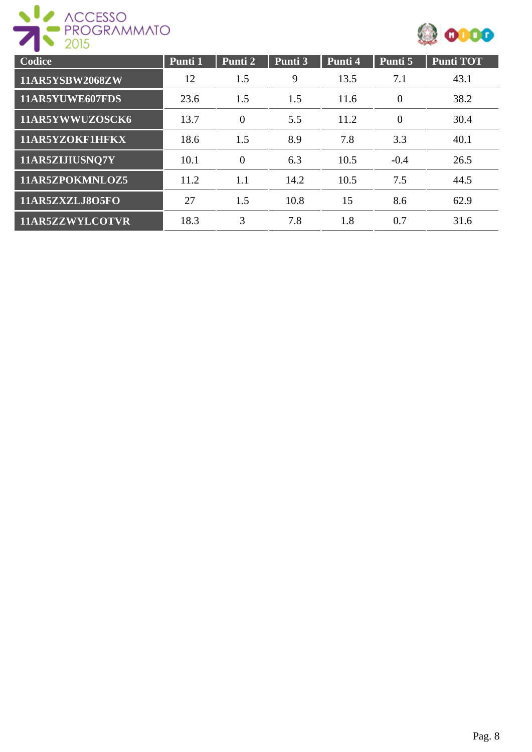| Codice | Punti 1 | Punti 2 | Punti 3 | Punti 4 | Punti 5 | Punti TOT |
|---|---|---|---|---|---|---|
| 11AR5YSBW2068ZW | 12 | 1.5 | 9 | 13.5 | 7.1 | 43.1 |
| 11AR5YUWE607FDS | 23.6 | 1.5 | 1.5 | 11.6 | 0 | 38.2 |
| 11AR5YWWUZOSCK6 | 13.7 | 0 | 5.5 | 11.2 | 0 | 30.4 |
| 11AR5YZOKF1HFKX | 18.6 | 1.5 | 8.9 | 7.8 | 3.3 | 40.1 |
| 11AR5ZIJIUSNQ7Y | 10.1 | 0 | 6.3 | 10.5 | -0.4 | 26.5 |
| 11AR5ZPOKMNLOZ5 | 11.2 | 1.1 | 14.2 | 10.5 | 7.5 | 44.5 |
| 11AR5ZXZLJ8O5FO | 27 | 1.5 | 10.8 | 15 | 8.6 | 62.9 |
| 11AR5ZZWYLCOTVR | 18.3 | 3 | 7.8 | 1.8 | 0.7 | 31.6 |